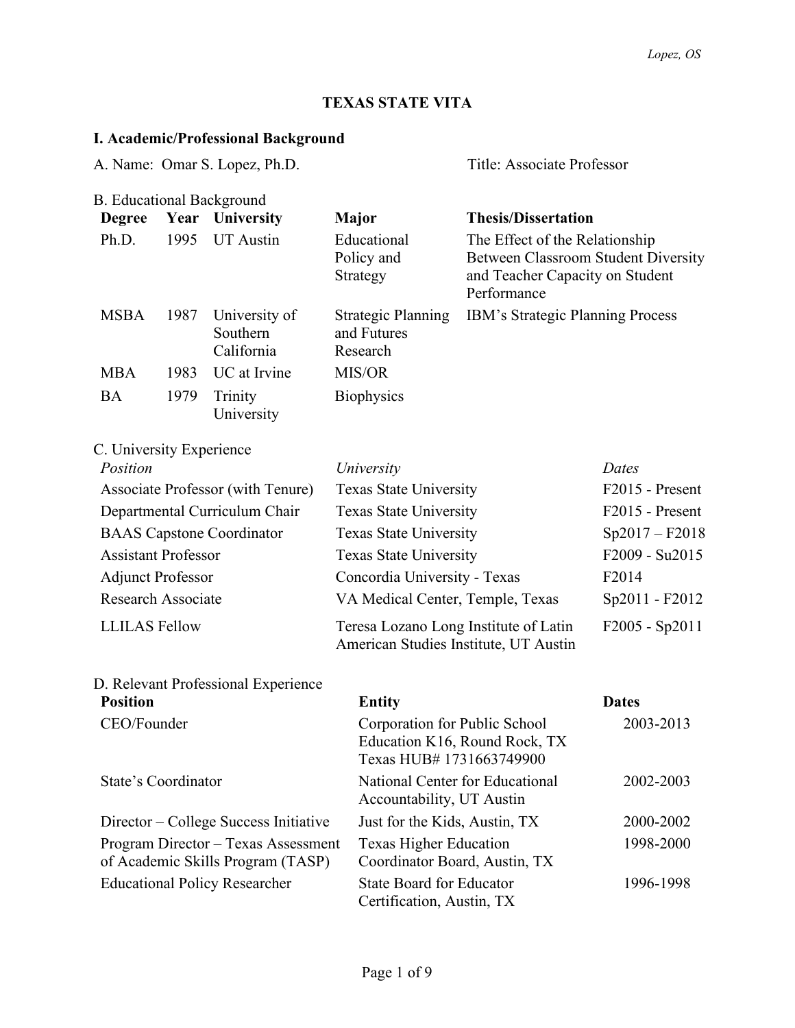# TEXAS STATE VITA

## I. Academic/Professional Background

A. Name: Omar S. Lopez, Ph.D. Title: Associate Professor

B. Educational Background

| Degree | Year | University | Major | Thesis/Dissertation |
|---|---|---|---|---|
| Ph.D. | 1995 | UT Austin | Educational Policy and Strategy | The Effect of the Relationship Between Classroom Student Diversity and Teacher Capacity on Student Performance |
| MSBA | 1987 | University of Southern California | Strategic Planning and Futures Research | IBM's Strategic Planning Process |
| MBA | 1983 | UC at Irvine | MIS/OR | |
| BA | 1979 | Trinity University | Biophysics | |

C. University Experience

| *Position* | *University* | *Dates* |
|---|---|---|
| Associate Professor (with Tenure) | Texas State University | F2015 - Present |
| Departmental Curriculum Chair | Texas State University | F2015 - Present |
| BAAS Capstone Coordinator | Texas State University | Sp2017 – F2018 |
| Assistant Professor | Texas State University | F2009 - Su2015 |
| Adjunct Professor | Concordia University - Texas | F2014 |
| Research Associate | VA Medical Center, Temple, Texas | Sp2011 - F2012 |
| LLILAS Fellow | Teresa Lozano Long Institute of Latin American Studies Institute, UT Austin | F2005 - Sp2011 |

D. Relevant Professional Experience

| Position | Entity | Dates |
|---|---|---|
| CEO/Founder | Corporation for Public School Education K16, Round Rock, TX Texas HUB# 1731663749900 | 2003-2013 |
| State's Coordinator | National Center for Educational Accountability, UT Austin | 2002-2003 |
| Director – College Success Initiative | Just for the Kids, Austin, TX | 2000-2002 |
| Program Director – Texas Assessment of Academic Skills Program (TASP) | Texas Higher Education Coordinator Board, Austin, TX | 1998-2000 |
| Educational Policy Researcher | State Board for Educator Certification, Austin, TX | 1996-1998 |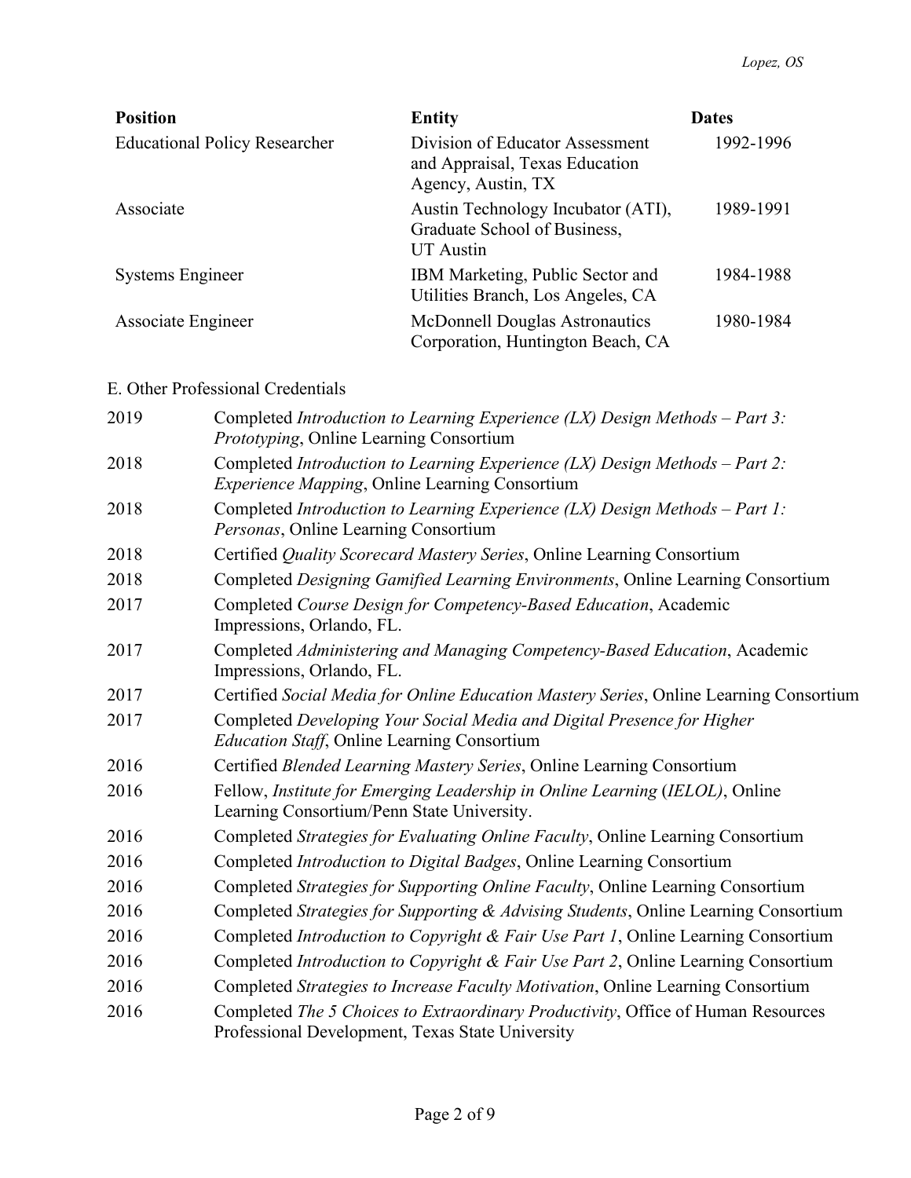| **Position** | **Entity** | **Dates** |
|---|---|---|
| Educational Policy Researcher | Division of Educator Assessment and Appraisal, Texas Education Agency, Austin, TX | 1992-1996 |
| Associate | Austin Technology Incubator (ATI), Graduate School of Business, UT Austin | 1989-1991 |
| Systems Engineer | IBM Marketing, Public Sector and Utilities Branch, Los Angeles, CA | 1984-1988 |
| Associate Engineer | McDonnell Douglas Astronautics Corporation, Huntington Beach, CA | 1980-1984 |

E. Other Professional Credentials

| | |
|---|---|
| 2019 | Completed *Introduction to Learning Experience (LX) Design Methods – Part 3: Prototyping*, Online Learning Consortium |
| 2018 | Completed *Introduction to Learning Experience (LX) Design Methods – Part 2: Experience Mapping*, Online Learning Consortium |
| 2018 | Completed *Introduction to Learning Experience (LX) Design Methods – Part 1: Personas*, Online Learning Consortium |
| 2018 | Certified *Quality Scorecard Mastery Series*, Online Learning Consortium |
| 2018 | Completed *Designing Gamified Learning Environments*, Online Learning Consortium |
| 2017 | Completed *Course Design for Competency-Based Education*, Academic Impressions, Orlando, FL. |
| 2017 | Completed *Administering and Managing Competency-Based Education*, Academic Impressions, Orlando, FL. |
| 2017 | Certified *Social Media for Online Education Mastery Series*, Online Learning Consortium |
| 2017 | Completed *Developing Your Social Media and Digital Presence for Higher Education Staff*, Online Learning Consortium |
| 2016 | Certified *Blended Learning Mastery Series*, Online Learning Consortium |
| 2016 | Fellow, *Institute for Emerging Leadership in Online Learning* (*IELOL)*, Online Learning Consortium/Penn State University. |
| 2016 | Completed *Strategies for Evaluating Online Faculty*, Online Learning Consortium |
| 2016 | Completed *Introduction to Digital Badges*, Online Learning Consortium |
| 2016 | Completed *Strategies for Supporting Online Faculty*, Online Learning Consortium |
| 2016 | Completed *Strategies for Supporting & Advising Students*, Online Learning Consortium |
| 2016 | Completed *Introduction to Copyright & Fair Use Part 1*, Online Learning Consortium |
| 2016 | Completed *Introduction to Copyright & Fair Use Part 2*, Online Learning Consortium |
| 2016 | Completed *Strategies to Increase Faculty Motivation*, Online Learning Consortium |
| 2016 | Completed *The 5 Choices to Extraordinary Productivity*, Office of Human Resources Professional Development, Texas State University |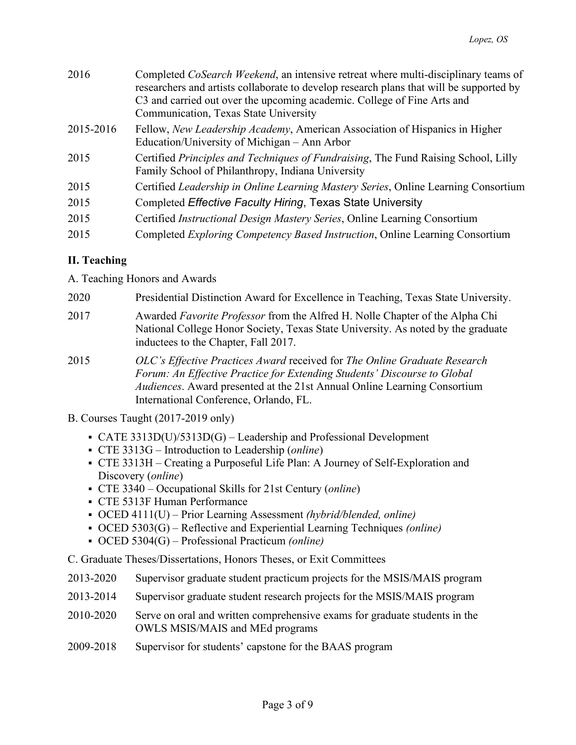2016 Completed *CoSearch Weekend*, an intensive retreat where multi-disciplinary teams of researchers and artists collaborate to develop research plans that will be supported by C3 and carried out over the upcoming academic. College of Fine Arts and Communication, Texas State University

2015-2016 Fellow, *New Leadership Academy*, American Association of Hispanics in Higher Education/University of Michigan – Ann Arbor

2015 Certified *Principles and Techniques of Fundraising*, The Fund Raising School, Lilly Family School of Philanthropy, Indiana University

2015 Certified *Leadership in Online Learning Mastery Series*, Online Learning Consortium

2015 Completed *Effective Faculty Hiring*, Texas State University

2015 Certified *Instructional Design Mastery Series*, Online Learning Consortium

2015 Completed *Exploring Competency Based Instruction*, Online Learning Consortium

## II. Teaching

A. Teaching Honors and Awards

2020 Presidential Distinction Award for Excellence in Teaching, Texas State University.

2017 Awarded *Favorite Professor* from the Alfred H. Nolle Chapter of the Alpha Chi National College Honor Society, Texas State University. As noted by the graduate inductees to the Chapter, Fall 2017.

2015 *OLC's Effective Practices Award* received for *The Online Graduate Research Forum: An Effective Practice for Extending Students' Discourse to Global Audiences*. Award presented at the 21st Annual Online Learning Consortium International Conference, Orlando, FL.

B. Courses Taught (2017-2019 only)

- CATE 3313D(U)/5313D(G) – Leadership and Professional Development
- CTE 3313G – Introduction to Leadership (*online*)
- CTE 3313H – Creating a Purposeful Life Plan: A Journey of Self-Exploration and Discovery (*online*)
- CTE 3340 – Occupational Skills for 21st Century (*online*)
- CTE 5313F Human Performance
- OCED 4111(U) – Prior Learning Assessment *(hybrid/blended, online)*
- OCED 5303(G) – Reflective and Experiential Learning Techniques *(online)*
- OCED 5304(G) – Professional Practicum *(online)*

C. Graduate Theses/Dissertations, Honors Theses, or Exit Committees

2013-2020 Supervisor graduate student practicum projects for the MSIS/MAIS program

2013-2014 Supervisor graduate student research projects for the MSIS/MAIS program

2010-2020 Serve on oral and written comprehensive exams for graduate students in the OWLS MSIS/MAIS and MEd programs

2009-2018 Supervisor for students' capstone for the BAAS program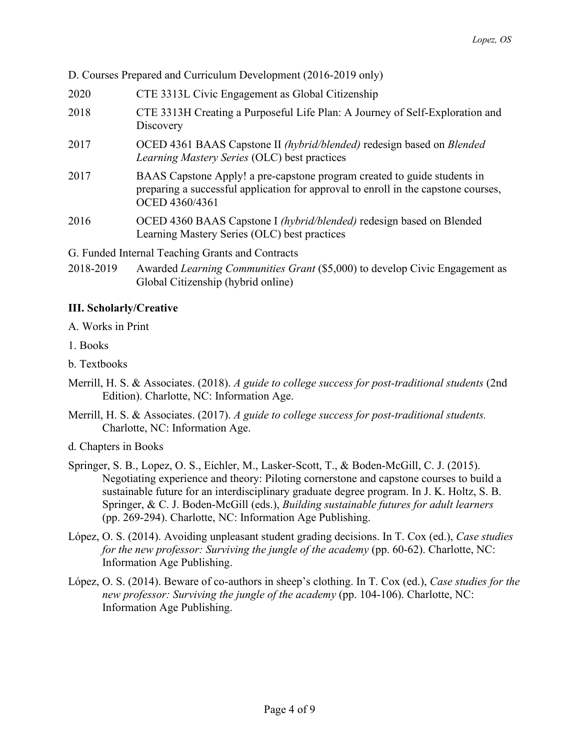D. Courses Prepared and Curriculum Development (2016-2019 only)

2020 CTE 3313L Civic Engagement as Global Citizenship

2018 CTE 3313H Creating a Purposeful Life Plan: A Journey of Self-Exploration and Discovery

2017 OCED 4361 BAAS Capstone II *(hybrid/blended)* redesign based on *Blended Learning Mastery Series* (OLC) best practices

2017 BAAS Capstone Apply! a pre-capstone program created to guide students in preparing a successful application for approval to enroll in the capstone courses, OCED 4360/4361

2016 OCED 4360 BAAS Capstone I *(hybrid/blended)* redesign based on Blended Learning Mastery Series (OLC) best practices

G. Funded Internal Teaching Grants and Contracts

2018-2019 Awarded *Learning Communities Grant* ($5,000) to develop Civic Engagement as Global Citizenship (hybrid online)

**III. Scholarly/Creative**

A. Works in Print

1. Books

b. Textbooks

Merrill, H. S. & Associates. (2018). *A guide to college success for post-traditional students* (2nd Edition). Charlotte, NC: Information Age.

Merrill, H. S. & Associates. (2017). *A guide to college success for post-traditional students.* Charlotte, NC: Information Age.

d. Chapters in Books

Springer, S. B., Lopez, O. S., Eichler, M., Lasker-Scott, T., & Boden-McGill, C. J. (2015). Negotiating experience and theory: Piloting cornerstone and capstone courses to build a sustainable future for an interdisciplinary graduate degree program. In J. K. Holtz, S. B. Springer, & C. J. Boden-McGill (eds.), *Building sustainable futures for adult learners* (pp. 269-294). Charlotte, NC: Information Age Publishing.

López, O. S. (2014). Avoiding unpleasant student grading decisions. In T. Cox (ed.), *Case studies for the new professor: Surviving the jungle of the academy* (pp. 60-62). Charlotte, NC: Information Age Publishing.

López, O. S. (2014). Beware of co-authors in sheep's clothing. In T. Cox (ed.), *Case studies for the new professor: Surviving the jungle of the academy* (pp. 104-106). Charlotte, NC: Information Age Publishing.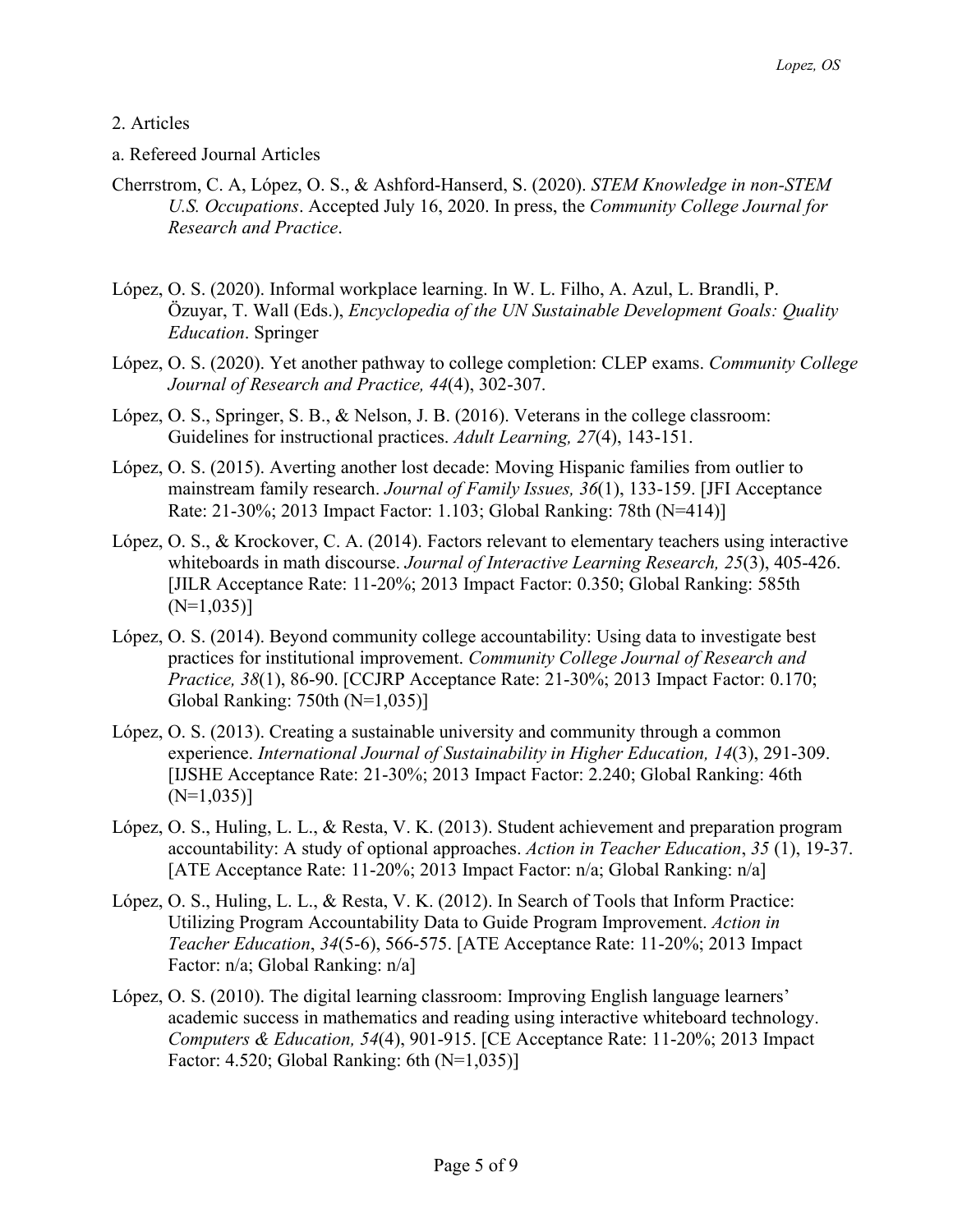2. Articles

a. Refereed Journal Articles

Cherrstrom, C. A, López, O. S., & Ashford-Hanserd, S. (2020). *STEM Knowledge in non-STEM U.S. Occupations*. Accepted July 16, 2020. In press, the *Community College Journal for Research and Practice*.

López, O. S. (2020). Informal workplace learning. In W. L. Filho, A. Azul, L. Brandli, P. Özuyar, T. Wall (Eds.), *Encyclopedia of the UN Sustainable Development Goals: Quality Education*. Springer

López, O. S. (2020). Yet another pathway to college completion: CLEP exams. *Community College Journal of Research and Practice, 44*(4), 302-307.

López, O. S., Springer, S. B., & Nelson, J. B. (2016). Veterans in the college classroom: Guidelines for instructional practices. *Adult Learning, 27*(4), 143-151.

López, O. S. (2015). Averting another lost decade: Moving Hispanic families from outlier to mainstream family research. *Journal of Family Issues, 36*(1), 133-159. [JFI Acceptance Rate: 21-30%; 2013 Impact Factor: 1.103; Global Ranking: 78th (N=414)]

López, O. S., & Krockover, C. A. (2014). Factors relevant to elementary teachers using interactive whiteboards in math discourse. *Journal of Interactive Learning Research, 25*(3), 405-426. [JILR Acceptance Rate: 11-20%; 2013 Impact Factor: 0.350; Global Ranking: 585th (N=1,035)]

López, O. S. (2014). Beyond community college accountability: Using data to investigate best practices for institutional improvement. *Community College Journal of Research and Practice, 38*(1), 86-90. [CCJRP Acceptance Rate: 21-30%; 2013 Impact Factor: 0.170; Global Ranking: 750th (N=1,035)]

López, O. S. (2013). Creating a sustainable university and community through a common experience. *International Journal of Sustainability in Higher Education, 14*(3), 291-309. [IJSHE Acceptance Rate: 21-30%; 2013 Impact Factor: 2.240; Global Ranking: 46th (N=1,035)]

López, O. S., Huling, L. L., & Resta, V. K. (2013). Student achievement and preparation program accountability: A study of optional approaches. *Action in Teacher Education*, *35* (1), 19-37. [ATE Acceptance Rate: 11-20%; 2013 Impact Factor: n/a; Global Ranking: n/a]

López, O. S., Huling, L. L., & Resta, V. K. (2012). In Search of Tools that Inform Practice: Utilizing Program Accountability Data to Guide Program Improvement. *Action in Teacher Education*, *34*(5-6), 566-575. [ATE Acceptance Rate: 11-20%; 2013 Impact Factor: n/a; Global Ranking: n/a]

López, O. S. (2010). The digital learning classroom: Improving English language learners' academic success in mathematics and reading using interactive whiteboard technology. *Computers & Education, 54*(4), 901-915. [CE Acceptance Rate: 11-20%; 2013 Impact Factor: 4.520; Global Ranking: 6th (N=1,035)]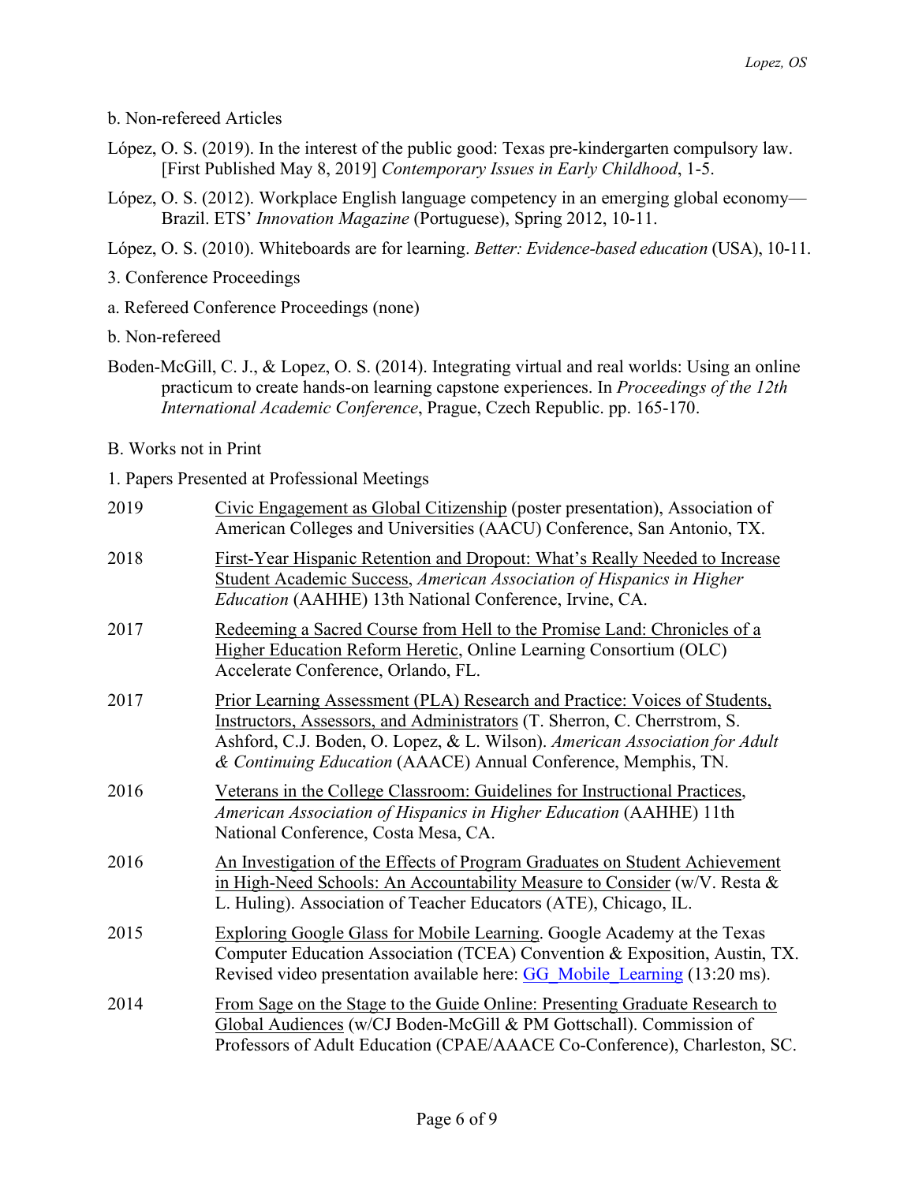b. Non-refereed Articles

López, O. S. (2019). In the interest of the public good: Texas pre-kindergarten compulsory law. [First Published May 8, 2019] *Contemporary Issues in Early Childhood*, 1-5.

López, O. S. (2012). Workplace English language competency in an emerging global economy—Brazil. ETS' *Innovation Magazine* (Portuguese), Spring 2012, 10-11.

López, O. S. (2010). Whiteboards are for learning. *Better: Evidence-based education* (USA), 10-11.

3. Conference Proceedings

a. Refereed Conference Proceedings (none)

b. Non-refereed

Boden-McGill, C. J., & Lopez, O. S. (2014). Integrating virtual and real worlds: Using an online practicum to create hands-on learning capstone experiences. In *Proceedings of the 12th International Academic Conference*, Prague, Czech Republic. pp. 165-170.

B. Works not in Print

1. Papers Presented at Professional Meetings

| | |
|---|---|
| 2019 | Civic Engagement as Global Citizenship (poster presentation), Association of American Colleges and Universities (AACU) Conference, San Antonio, TX. |
| 2018 | First-Year Hispanic Retention and Dropout: What's Really Needed to Increase Student Academic Success, *American Association of Hispanics in Higher Education* (AAHHE) 13th National Conference, Irvine, CA. |
| 2017 | Redeeming a Sacred Course from Hell to the Promise Land: Chronicles of a Higher Education Reform Heretic, Online Learning Consortium (OLC) Accelerate Conference, Orlando, FL. |
| 2017 | Prior Learning Assessment (PLA) Research and Practice: Voices of Students, Instructors, Assessors, and Administrators (T. Sherron, C. Cherrstrom, S. Ashford, C.J. Boden, O. Lopez, & L. Wilson). *American Association for Adult & Continuing Education* (AAACE) Annual Conference, Memphis, TN. |
| 2016 | Veterans in the College Classroom: Guidelines for Instructional Practices, *American Association of Hispanics in Higher Education* (AAHHE) 11th National Conference, Costa Mesa, CA. |
| 2016 | An Investigation of the Effects of Program Graduates on Student Achievement in High-Need Schools: An Accountability Measure to Consider (w/V. Resta & L. Huling). Association of Teacher Educators (ATE), Chicago, IL. |
| 2015 | Exploring Google Glass for Mobile Learning. Google Academy at the Texas Computer Education Association (TCEA) Convention & Exposition, Austin, TX. Revised video presentation available here: GG_Mobile_Learning (13:20 ms). |
| 2014 | From Sage on the Stage to the Guide Online: Presenting Graduate Research to Global Audiences (w/CJ Boden-McGill & PM Gottschall). Commission of Professors of Adult Education (CPAE/AAACE Co-Conference), Charleston, SC. |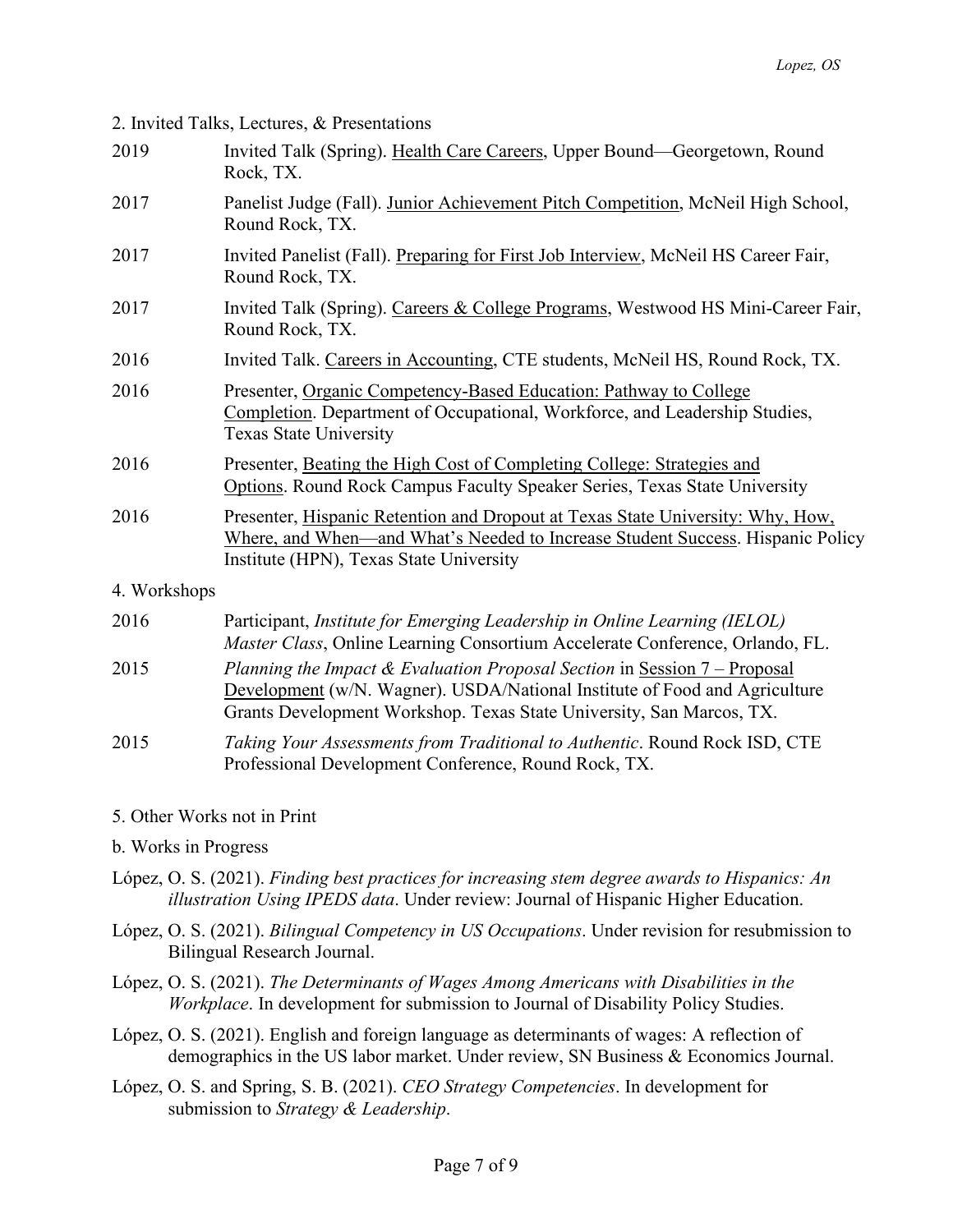2. Invited Talks, Lectures, & Presentations

2019 — Invited Talk (Spring). Health Care Careers, Upper Bound—Georgetown, Round Rock, TX.

2017 — Panelist Judge (Fall). Junior Achievement Pitch Competition, McNeil High School, Round Rock, TX.

2017 — Invited Panelist (Fall). Preparing for First Job Interview, McNeil HS Career Fair, Round Rock, TX.

2017 — Invited Talk (Spring). Careers & College Programs, Westwood HS Mini-Career Fair, Round Rock, TX.

2016 — Invited Talk. Careers in Accounting, CTE students, McNeil HS, Round Rock, TX.

2016 — Presenter, Organic Competency-Based Education: Pathway to College Completion. Department of Occupational, Workforce, and Leadership Studies, Texas State University

2016 — Presenter, Beating the High Cost of Completing College: Strategies and Options. Round Rock Campus Faculty Speaker Series, Texas State University

2016 — Presenter, Hispanic Retention and Dropout at Texas State University: Why, How, Where, and When—and What's Needed to Increase Student Success. Hispanic Policy Institute (HPN), Texas State University

4. Workshops

2016 — Participant, *Institute for Emerging Leadership in Online Learning (IELOL) Master Class*, Online Learning Consortium Accelerate Conference, Orlando, FL.

2015 — *Planning the Impact & Evaluation Proposal Section* in Session 7 – Proposal Development (w/N. Wagner). USDA/National Institute of Food and Agriculture Grants Development Workshop. Texas State University, San Marcos, TX.

2015 — *Taking Your Assessments from Traditional to Authentic*. Round Rock ISD, CTE Professional Development Conference, Round Rock, TX.

5. Other Works not in Print

b. Works in Progress

López, O. S. (2021). *Finding best practices for increasing stem degree awards to Hispanics: An illustration Using IPEDS data*. Under review: Journal of Hispanic Higher Education.

López, O. S. (2021). *Bilingual Competency in US Occupations*. Under revision for resubmission to Bilingual Research Journal.

López, O. S. (2021). *The Determinants of Wages Among Americans with Disabilities in the Workplace*. In development for submission to Journal of Disability Policy Studies.

López, O. S. (2021). English and foreign language as determinants of wages: A reflection of demographics in the US labor market. Under review, SN Business & Economics Journal.

López, O. S. and Spring, S. B. (2021). *CEO Strategy Competencies*. In development for submission to *Strategy & Leadership*.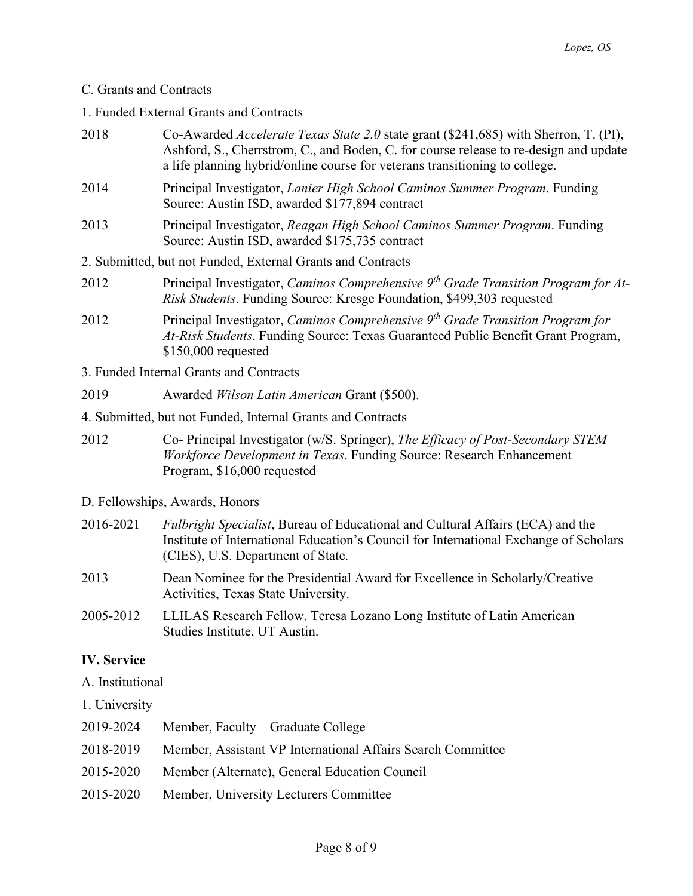C. Grants and Contracts

1. Funded External Grants and Contracts

2018 Co-Awarded *Accelerate Texas State 2.0* state grant ($241,685) with Sherron, T. (PI), Ashford, S., Cherrstrom, C., and Boden, C. for course release to re-design and update a life planning hybrid/online course for veterans transitioning to college.

2014 Principal Investigator, *Lanier High School Caminos Summer Program*. Funding Source: Austin ISD, awarded $177,894 contract

2013 Principal Investigator, *Reagan High School Caminos Summer Program*. Funding Source: Austin ISD, awarded $175,735 contract

2. Submitted, but not Funded, External Grants and Contracts

2012 Principal Investigator, *Caminos Comprehensive 9th Grade Transition Program for At-Risk Students*. Funding Source: Kresge Foundation, $499,303 requested

2012 Principal Investigator, *Caminos Comprehensive 9th Grade Transition Program for At-Risk Students*. Funding Source: Texas Guaranteed Public Benefit Grant Program, $150,000 requested

3. Funded Internal Grants and Contracts

2019 Awarded *Wilson Latin American* Grant ($500).

4. Submitted, but not Funded, Internal Grants and Contracts

2012 Co- Principal Investigator (w/S. Springer), *The Efficacy of Post-Secondary STEM Workforce Development in Texas*. Funding Source: Research Enhancement Program, $16,000 requested

D. Fellowships, Awards, Honors

2016-2021 *Fulbright Specialist*, Bureau of Educational and Cultural Affairs (ECA) and the Institute of International Education's Council for International Exchange of Scholars (CIES), U.S. Department of State.

2013 Dean Nominee for the Presidential Award for Excellence in Scholarly/Creative Activities, Texas State University.

2005-2012 LLILAS Research Fellow. Teresa Lozano Long Institute of Latin American Studies Institute, UT Austin.

## IV. Service

A. Institutional

1. University

2019-2024 Member, Faculty – Graduate College

2018-2019 Member, Assistant VP International Affairs Search Committee

2015-2020 Member (Alternate), General Education Council

2015-2020 Member, University Lecturers Committee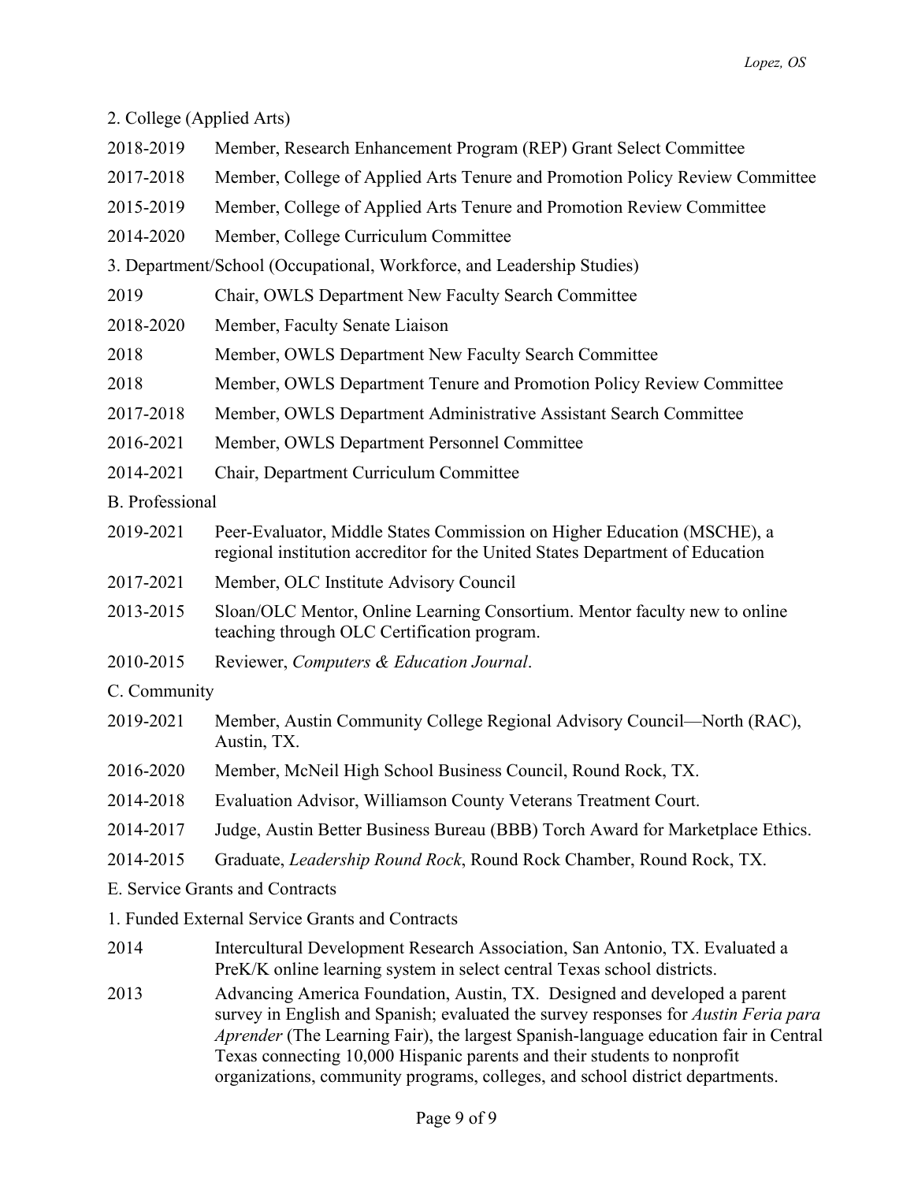2. College (Applied Arts)

| | |
|---|---|
| 2018-2019 | Member, Research Enhancement Program (REP) Grant Select Committee |
| 2017-2018 | Member, College of Applied Arts Tenure and Promotion Policy Review Committee |
| 2015-2019 | Member, College of Applied Arts Tenure and Promotion Review Committee |
| 2014-2020 | Member, College Curriculum Committee |

3. Department/School (Occupational, Workforce, and Leadership Studies)

| | |
|---|---|
| 2019 | Chair, OWLS Department New Faculty Search Committee |
| 2018-2020 | Member, Faculty Senate Liaison |
| 2018 | Member, OWLS Department New Faculty Search Committee |
| 2018 | Member, OWLS Department Tenure and Promotion Policy Review Committee |
| 2017-2018 | Member, OWLS Department Administrative Assistant Search Committee |
| 2016-2021 | Member, OWLS Department Personnel Committee |
| 2014-2021 | Chair, Department Curriculum Committee |

B. Professional

| | |
|---|---|
| 2019-2021 | Peer-Evaluator, Middle States Commission on Higher Education (MSCHE), a regional institution accreditor for the United States Department of Education |
| 2017-2021 | Member, OLC Institute Advisory Council |
| 2013-2015 | Sloan/OLC Mentor, Online Learning Consortium. Mentor faculty new to online teaching through OLC Certification program. |
| 2010-2015 | Reviewer, *Computers & Education Journal*. |

C. Community

| | |
|---|---|
| 2019-2021 | Member, Austin Community College Regional Advisory Council—North (RAC), Austin, TX. |
| 2016-2020 | Member, McNeil High School Business Council, Round Rock, TX. |
| 2014-2018 | Evaluation Advisor, Williamson County Veterans Treatment Court. |
| 2014-2017 | Judge, Austin Better Business Bureau (BBB) Torch Award for Marketplace Ethics. |
| 2014-2015 | Graduate, *Leadership Round Rock*, Round Rock Chamber, Round Rock, TX. |

E. Service Grants and Contracts

1. Funded External Service Grants and Contracts

| | |
|---|---|
| 2014 | Intercultural Development Research Association, San Antonio, TX. Evaluated a PreK/K online learning system in select central Texas school districts. |
| 2013 | Advancing America Foundation, Austin, TX. Designed and developed a parent survey in English and Spanish; evaluated the survey responses for *Austin Feria para Aprender* (The Learning Fair), the largest Spanish-language education fair in Central Texas connecting 10,000 Hispanic parents and their students to nonprofit organizations, community programs, colleges, and school district departments. |